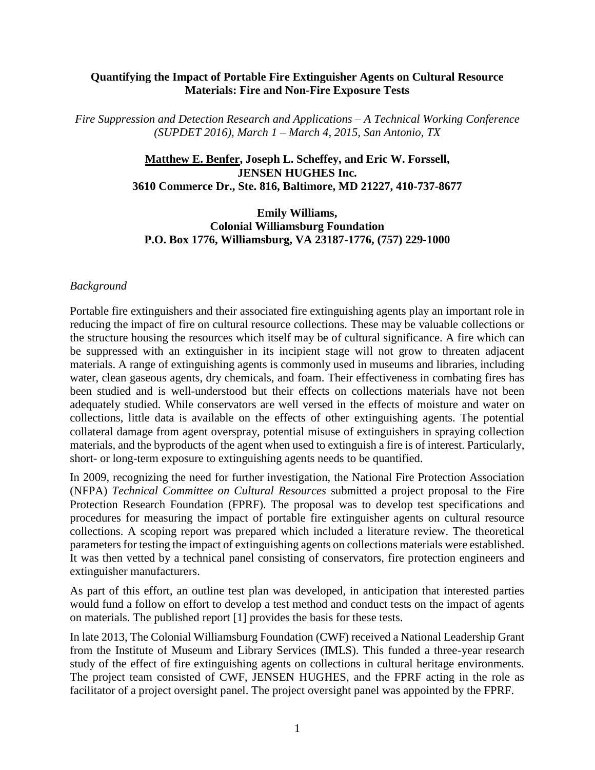**Quantifying the Impact of Portable Fire Extinguisher Agents on Cultural Resource Materials: Fire and Non-Fire Exposure Tests**

*Fire Suppression and Detection Research and Applications – A Technical Working Conference (SUPDET 2016), March 1 – March 4, 2015, San Antonio, TX*

**Matthew E. Benfer, Joseph L. Scheffey, and Eric W. Forssell, JENSEN HUGHES Inc. 3610 Commerce Dr., Ste. 816, Baltimore, MD 21227, 410-737-8677**

**Emily Williams, Colonial Williamsburg Foundation P.O. Box 1776, Williamsburg, VA 23187-1776, (757) 229-1000**

*Background*

Portable fire extinguishers and their associated fire extinguishing agents play an important role in reducing the impact of fire on cultural resource collections. These may be valuable collections or the structure housing the resources which itself may be of cultural significance. A fire which can be suppressed with an extinguisher in its incipient stage will not grow to threaten adjacent materials. A range of extinguishing agents is commonly used in museums and libraries, including water, clean gaseous agents, dry chemicals, and foam. Their effectiveness in combating fires has been studied and is well-understood but their effects on collections materials have not been adequately studied. While conservators are well versed in the effects of moisture and water on collections, little data is available on the effects of other extinguishing agents. The potential collateral damage from agent overspray, potential misuse of extinguishers in spraying collection materials, and the byproducts of the agent when used to extinguish a fire is of interest. Particularly, short- or long-term exposure to extinguishing agents needs to be quantified.

In 2009, recognizing the need for further investigation, the National Fire Protection Association (NFPA) *Technical Committee on Cultural Resources* submitted a project proposal to the Fire Protection Research Foundation (FPRF). The proposal was to develop test specifications and procedures for measuring the impact of portable fire extinguisher agents on cultural resource collections. A scoping report was prepared which included a literature review. The theoretical parameters for testing the impact of extinguishing agents on collections materials were established. It was then vetted by a technical panel consisting of conservators, fire protection engineers and extinguisher manufacturers.

As part of this effort, an outline test plan was developed, in anticipation that interested parties would fund a follow on effort to develop a test method and conduct tests on the impact of agents on materials. The published report [1] provides the basis for these tests.

In late 2013, The Colonial Williamsburg Foundation (CWF) received a National Leadership Grant from the Institute of Museum and Library Services (IMLS). This funded a three-year research study of the effect of fire extinguishing agents on collections in cultural heritage environments. The project team consisted of CWF, JENSEN HUGHES, and the FPRF acting in the role as facilitator of a project oversight panel. The project oversight panel was appointed by the FPRF.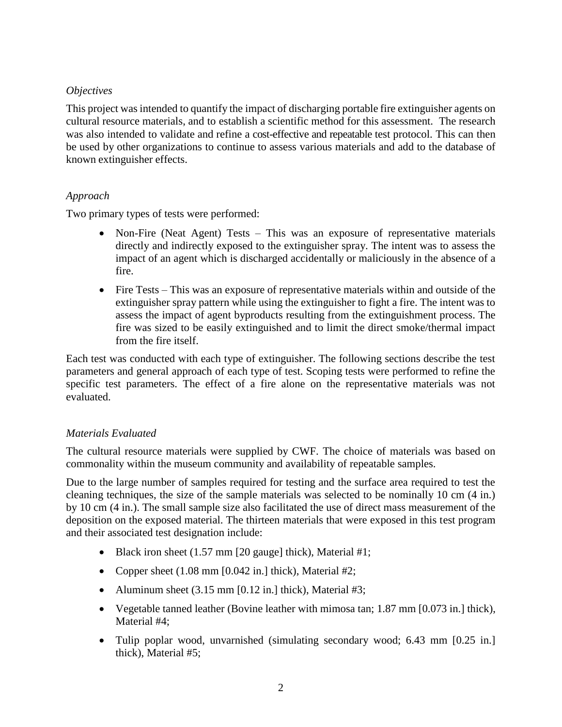*Objectives*

This project was intended to quantify the impact of discharging portable fire extinguisher agents on cultural resource materials, and to establish a scientific method for this assessment. The research was also intended to validate and refine a cost-effective and repeatable test protocol. This can then be used by other organizations to continue to assess various materials and add to the database of known extinguisher effects.

*Approach*

Two primary types of tests were performed:

- Non-Fire (Neat Agent) Tests – This was an exposure of representative materials directly and indirectly exposed to the extinguisher spray. The intent was to assess the impact of an agent which is discharged accidentally or maliciously in the absence of a fire.
- Fire Tests – This was an exposure of representative materials within and outside of the extinguisher spray pattern while using the extinguisher to fight a fire. The intent was to assess the impact of agent byproducts resulting from the extinguishment process. The fire was sized to be easily extinguished and to limit the direct smoke/thermal impact from the fire itself.

Each test was conducted with each type of extinguisher. The following sections describe the test parameters and general approach of each type of test. Scoping tests were performed to refine the specific test parameters. The effect of a fire alone on the representative materials was not evaluated.

*Materials Evaluated*

The cultural resource materials were supplied by CWF. The choice of materials was based on commonality within the museum community and availability of repeatable samples.

Due to the large number of samples required for testing and the surface area required to test the cleaning techniques, the size of the sample materials was selected to be nominally 10 cm (4 in.) by 10 cm (4 in.). The small sample size also facilitated the use of direct mass measurement of the deposition on the exposed material. The thirteen materials that were exposed in this test program and their associated test designation include:

- Black iron sheet (1.57 mm [20 gauge] thick), Material #1;
- Copper sheet (1.08 mm [0.042 in.] thick), Material #2;
- Aluminum sheet (3.15 mm [0.12 in.] thick), Material #3;
- Vegetable tanned leather (Bovine leather with mimosa tan; 1.87 mm [0.073 in.] thick), Material #4;
- Tulip poplar wood, unvarnished (simulating secondary wood; 6.43 mm [0.25 in.] thick), Material #5;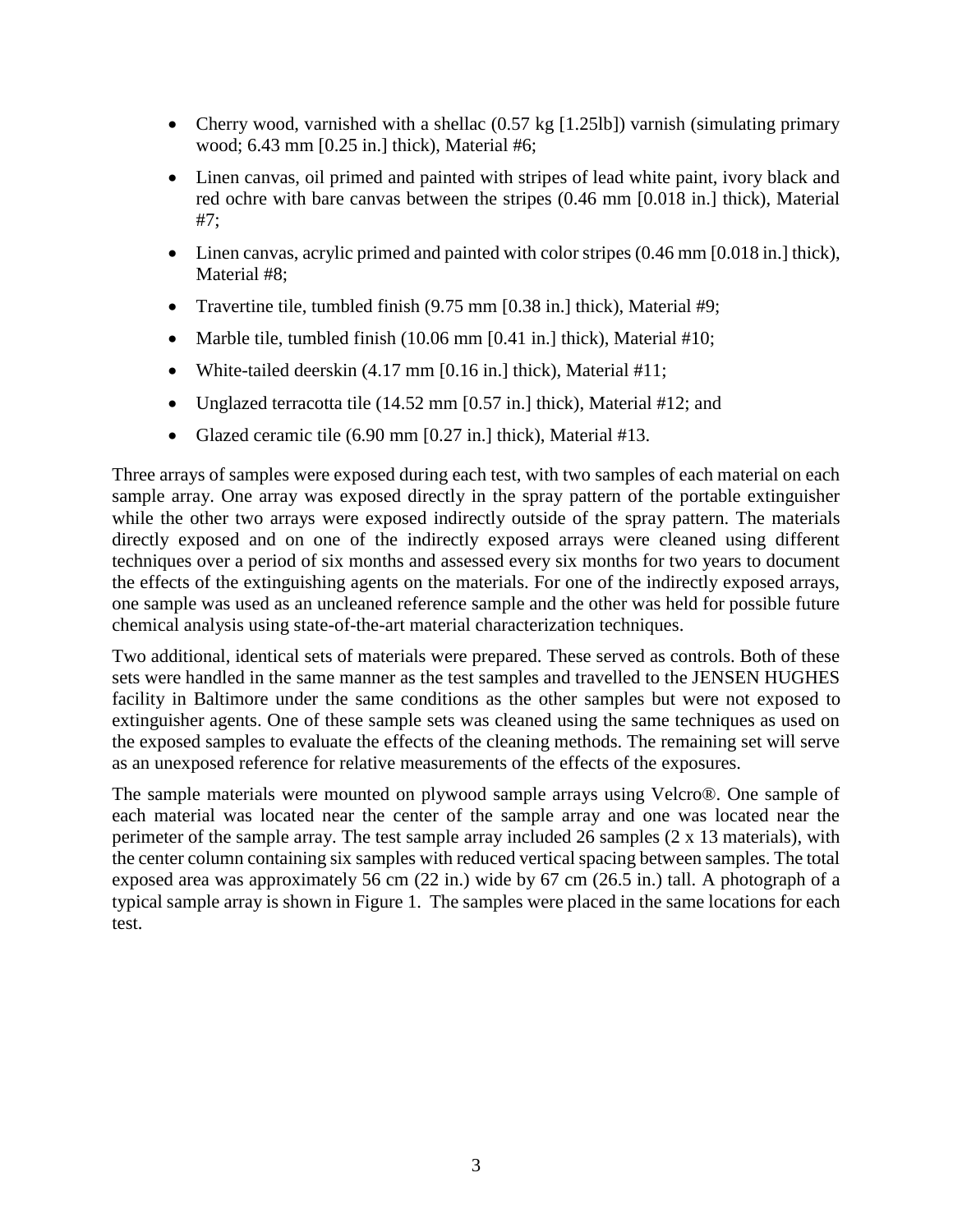- Cherry wood, varnished with a shellac (0.57 kg [1.25lb]) varnish (simulating primary wood; 6.43 mm [0.25 in.] thick), Material #6;
- Linen canvas, oil primed and painted with stripes of lead white paint, ivory black and red ochre with bare canvas between the stripes (0.46 mm [0.018 in.] thick), Material #7;
- Linen canvas, acrylic primed and painted with color stripes (0.46 mm [0.018 in.] thick), Material #8;
- Travertine tile, tumbled finish (9.75 mm [0.38 in.] thick), Material #9;
- Marble tile, tumbled finish (10.06 mm [0.41 in.] thick), Material #10;
- White-tailed deerskin (4.17 mm [0.16 in.] thick), Material #11;
- Unglazed terracotta tile (14.52 mm [0.57 in.] thick), Material #12; and
- Glazed ceramic tile (6.90 mm [0.27 in.] thick), Material #13.

Three arrays of samples were exposed during each test, with two samples of each material on each sample array. One array was exposed directly in the spray pattern of the portable extinguisher while the other two arrays were exposed indirectly outside of the spray pattern. The materials directly exposed and on one of the indirectly exposed arrays were cleaned using different techniques over a period of six months and assessed every six months for two years to document the effects of the extinguishing agents on the materials. For one of the indirectly exposed arrays, one sample was used as an uncleaned reference sample and the other was held for possible future chemical analysis using state-of-the-art material characterization techniques.

Two additional, identical sets of materials were prepared. These served as controls. Both of these sets were handled in the same manner as the test samples and travelled to the JENSEN HUGHES facility in Baltimore under the same conditions as the other samples but were not exposed to extinguisher agents. One of these sample sets was cleaned using the same techniques as used on the exposed samples to evaluate the effects of the cleaning methods. The remaining set will serve as an unexposed reference for relative measurements of the effects of the exposures.

The sample materials were mounted on plywood sample arrays using Velcro®. One sample of each material was located near the center of the sample array and one was located near the perimeter of the sample array. The test sample array included 26 samples (2 x 13 materials), with the center column containing six samples with reduced vertical spacing between samples. The total exposed area was approximately 56 cm (22 in.) wide by 67 cm (26.5 in.) tall. A photograph of a typical sample array is shown in Figure 1. The samples were placed in the same locations for each test.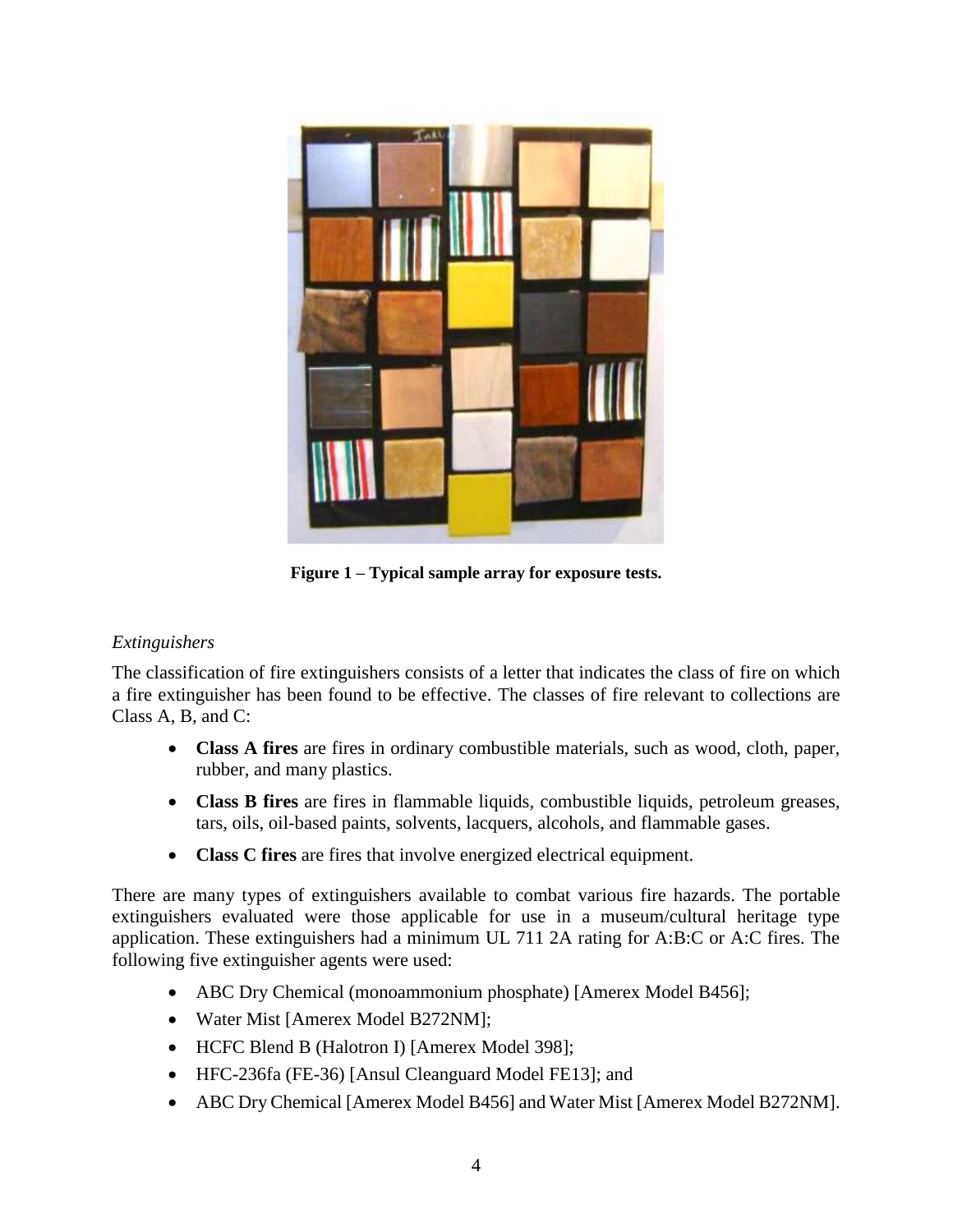Figure 1 – Typical sample array for exposure tests.

*Extinguishers*

The classification of fire extinguishers consists of a letter that indicates the class of fire on which a fire extinguisher has been found to be effective. The classes of fire relevant to collections are Class A, B, and C:

- **Class A fires** are fires in ordinary combustible materials, such as wood, cloth, paper, rubber, and many plastics.
- **Class B fires** are fires in flammable liquids, combustible liquids, petroleum greases, tars, oils, oil-based paints, solvents, lacquers, alcohols, and flammable gases.
- **Class C fires** are fires that involve energized electrical equipment.

There are many types of extinguishers available to combat various fire hazards. The portable extinguishers evaluated were those applicable for use in a museum/cultural heritage type application. These extinguishers had a minimum UL 711 2A rating for A:B:C or A:C fires. The following five extinguisher agents were used:

- ABC Dry Chemical (monoammonium phosphate) [Amerex Model B456];
- Water Mist [Amerex Model B272NM];
- HCFC Blend B (Halotron I) [Amerex Model 398];
- HFC-236fa (FE-36) [Ansul Cleanguard Model FE13]; and
- ABC Dry Chemical [Amerex Model B456] and Water Mist [Amerex Model B272NM].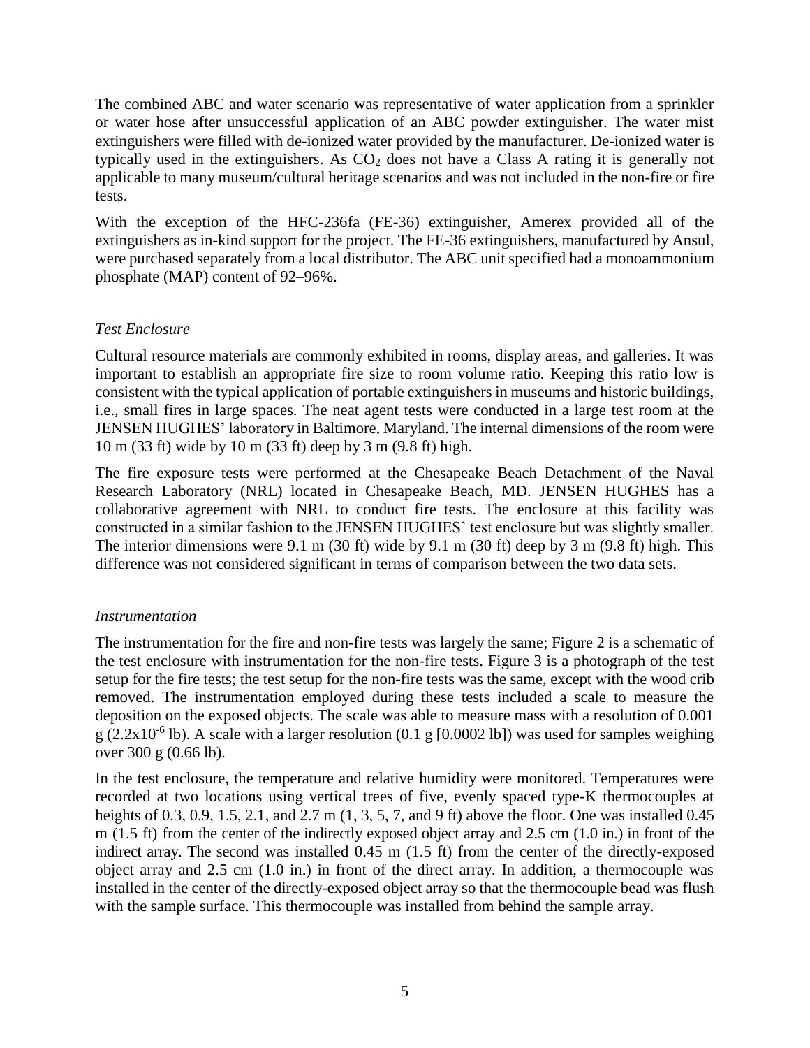The combined ABC and water scenario was representative of water application from a sprinkler or water hose after unsuccessful application of an ABC powder extinguisher. The water mist extinguishers were filled with de-ionized water provided by the manufacturer. De-ionized water is typically used in the extinguishers. As $CO_2$ does not have a Class A rating it is generally not applicable to many museum/cultural heritage scenarios and was not included in the non-fire or fire tests.

With the exception of the HFC-236fa (FE-36) extinguisher, Amerex provided all of the extinguishers as in-kind support for the project. The FE-36 extinguishers, manufactured by Ansul, were purchased separately from a local distributor. The ABC unit specified had a monoammonium phosphate (MAP) content of 92–96%.

### *Test Enclosure*

Cultural resource materials are commonly exhibited in rooms, display areas, and galleries. It was important to establish an appropriate fire size to room volume ratio. Keeping this ratio low is consistent with the typical application of portable extinguishers in museums and historic buildings, i.e., small fires in large spaces. The neat agent tests were conducted in a large test room at the JENSEN HUGHES' laboratory in Baltimore, Maryland. The internal dimensions of the room were 10 m (33 ft) wide by 10 m (33 ft) deep by 3 m (9.8 ft) high.

The fire exposure tests were performed at the Chesapeake Beach Detachment of the Naval Research Laboratory (NRL) located in Chesapeake Beach, MD. JENSEN HUGHES has a collaborative agreement with NRL to conduct fire tests. The enclosure at this facility was constructed in a similar fashion to the JENSEN HUGHES' test enclosure but was slightly smaller. The interior dimensions were 9.1 m (30 ft) wide by 9.1 m (30 ft) deep by 3 m (9.8 ft) high. This difference was not considered significant in terms of comparison between the two data sets.

### *Instrumentation*

The instrumentation for the fire and non-fire tests was largely the same; Figure 2 is a schematic of the test enclosure with instrumentation for the non-fire tests. Figure 3 is a photograph of the test setup for the fire tests; the test setup for the non-fire tests was the same, except with the wood crib removed. The instrumentation employed during these tests included a scale to measure the deposition on the exposed objects. The scale was able to measure mass with a resolution of 0.001 g ($2.2x10^{-6}$ lb). A scale with a larger resolution (0.1 g [0.0002 lb]) was used for samples weighing over 300 g (0.66 lb).

In the test enclosure, the temperature and relative humidity were monitored. Temperatures were recorded at two locations using vertical trees of five, evenly spaced type-K thermocouples at heights of 0.3, 0.9, 1.5, 2.1, and 2.7 m (1, 3, 5, 7, and 9 ft) above the floor. One was installed 0.45 m (1.5 ft) from the center of the indirectly exposed object array and 2.5 cm (1.0 in.) in front of the indirect array. The second was installed 0.45 m (1.5 ft) from the center of the directly-exposed object array and 2.5 cm (1.0 in.) in front of the direct array. In addition, a thermocouple was installed in the center of the directly-exposed object array so that the thermocouple bead was flush with the sample surface. This thermocouple was installed from behind the sample array.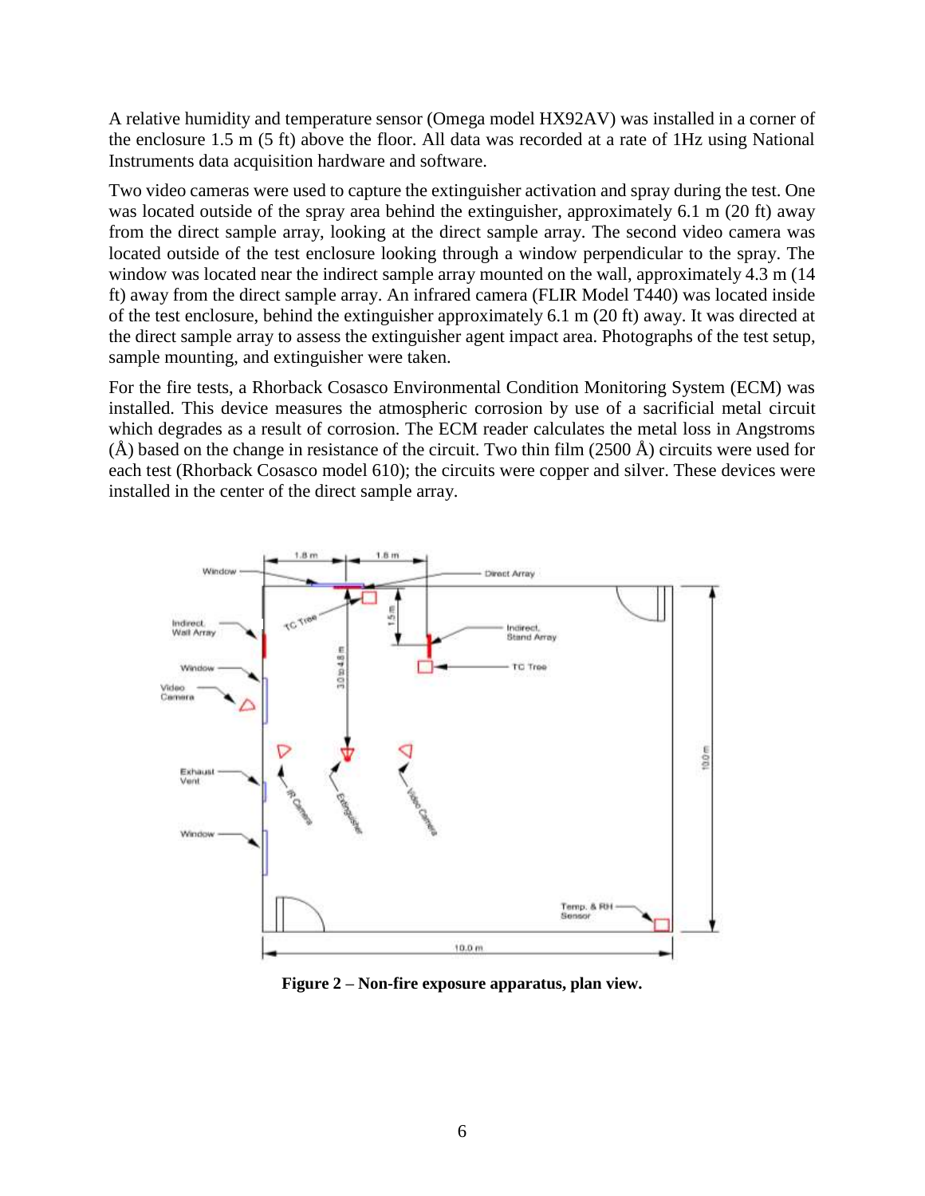A relative humidity and temperature sensor (Omega model HX92AV) was installed in a corner of the enclosure 1.5 m (5 ft) above the floor. All data was recorded at a rate of 1Hz using National Instruments data acquisition hardware and software.

Two video cameras were used to capture the extinguisher activation and spray during the test. One was located outside of the spray area behind the extinguisher, approximately 6.1 m (20 ft) away from the direct sample array, looking at the direct sample array. The second video camera was located outside of the test enclosure looking through a window perpendicular to the spray. The window was located near the indirect sample array mounted on the wall, approximately 4.3 m (14 ft) away from the direct sample array. An infrared camera (FLIR Model T440) was located inside of the test enclosure, behind the extinguisher approximately 6.1 m (20 ft) away. It was directed at the direct sample array to assess the extinguisher agent impact area. Photographs of the test setup, sample mounting, and extinguisher were taken.

For the fire tests, a Rhorback Cosasco Environmental Condition Monitoring System (ECM) was installed. This device measures the atmospheric corrosion by use of a sacrificial metal circuit which degrades as a result of corrosion. The ECM reader calculates the metal loss in Angstroms (Å) based on the change in resistance of the circuit. Two thin film (2500 Å) circuits were used for each test (Rhorback Cosasco model 610); the circuits were copper and silver. These devices were installed in the center of the direct sample array.

**Figure 2 – Non-fire exposure apparatus, plan view.**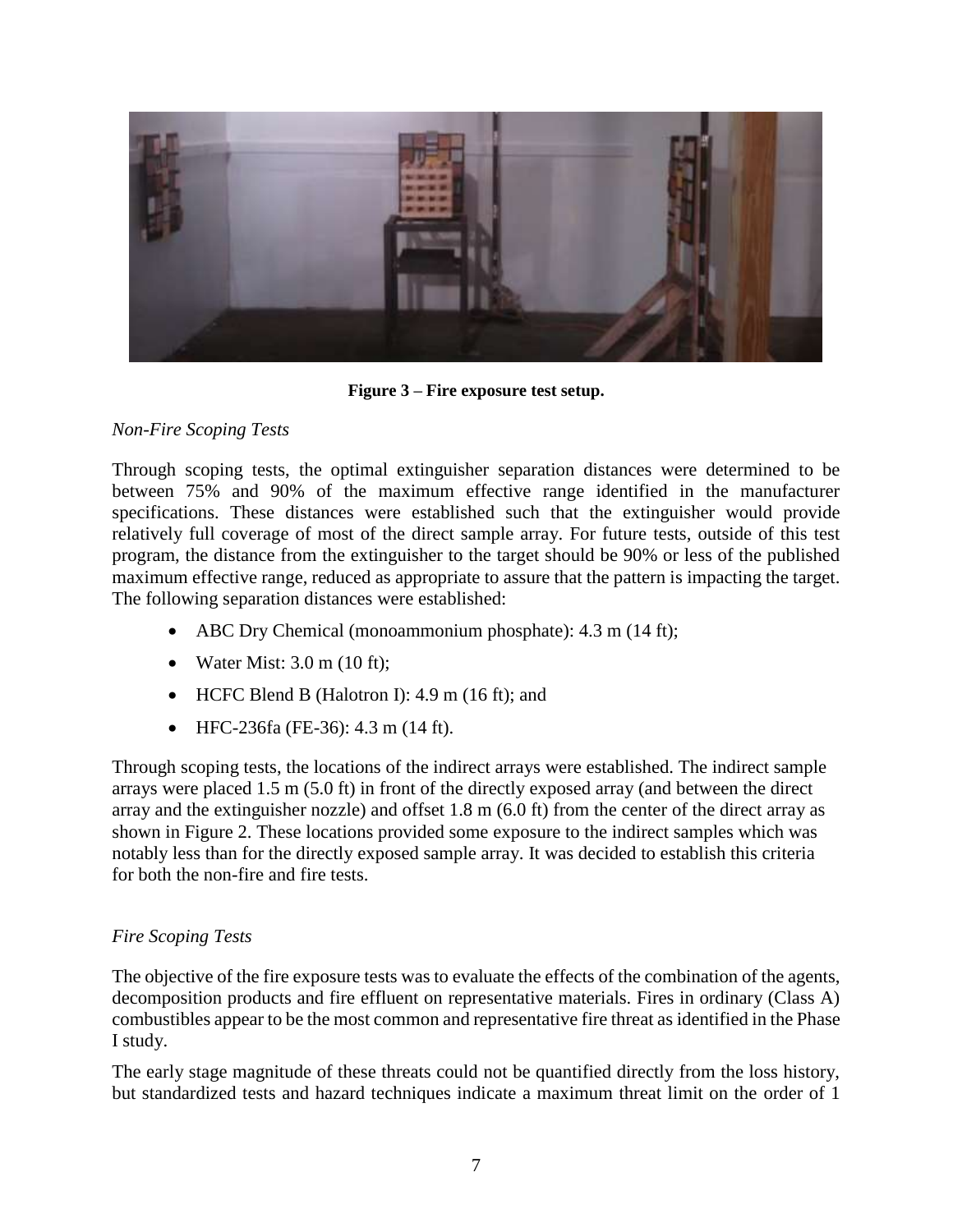**Figure 3 – Fire exposure test setup.**

*Non-Fire Scoping Tests*

Through scoping tests, the optimal extinguisher separation distances were determined to be between 75% and 90% of the maximum effective range identified in the manufacturer specifications. These distances were established such that the extinguisher would provide relatively full coverage of most of the direct sample array. For future tests, outside of this test program, the distance from the extinguisher to the target should be 90% or less of the published maximum effective range, reduced as appropriate to assure that the pattern is impacting the target. The following separation distances were established:

- ABC Dry Chemical (monoammonium phosphate): 4.3 m (14 ft);
- Water Mist: 3.0 m (10 ft);
- HCFC Blend B (Halotron I): 4.9 m (16 ft); and
- HFC-236fa (FE-36): 4.3 m (14 ft).

Through scoping tests, the locations of the indirect arrays were established. The indirect sample arrays were placed 1.5 m (5.0 ft) in front of the directly exposed array (and between the direct array and the extinguisher nozzle) and offset 1.8 m (6.0 ft) from the center of the direct array as shown in Figure 2. These locations provided some exposure to the indirect samples which was notably less than for the directly exposed sample array. It was decided to establish this criteria for both the non-fire and fire tests.

*Fire Scoping Tests*

The objective of the fire exposure tests was to evaluate the effects of the combination of the agents, decomposition products and fire effluent on representative materials. Fires in ordinary (Class A) combustibles appear to be the most common and representative fire threat as identified in the Phase I study.

The early stage magnitude of these threats could not be quantified directly from the loss history, but standardized tests and hazard techniques indicate a maximum threat limit on the order of 1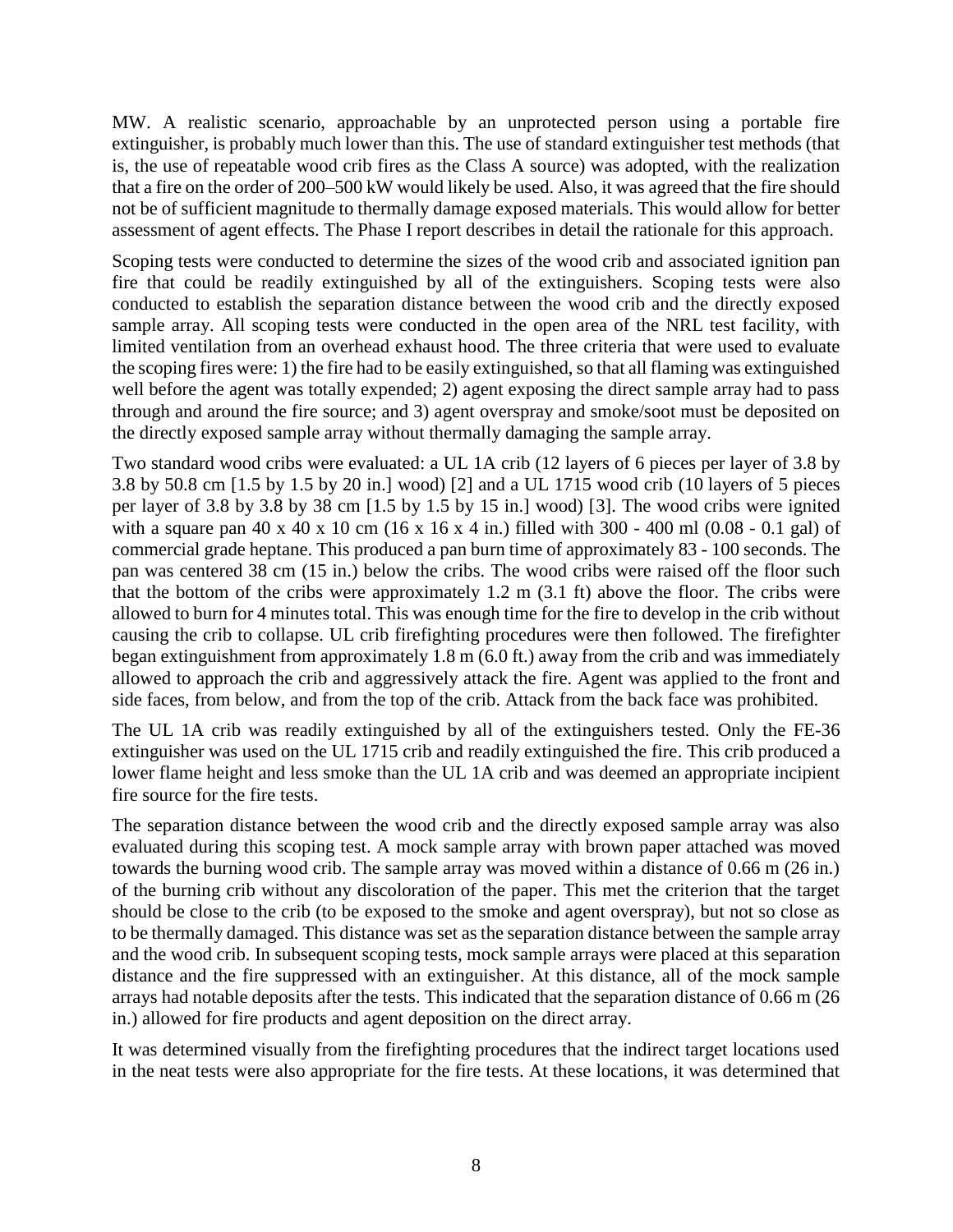MW. A realistic scenario, approachable by an unprotected person using a portable fire extinguisher, is probably much lower than this. The use of standard extinguisher test methods (that is, the use of repeatable wood crib fires as the Class A source) was adopted, with the realization that a fire on the order of 200–500 kW would likely be used. Also, it was agreed that the fire should not be of sufficient magnitude to thermally damage exposed materials. This would allow for better assessment of agent effects. The Phase I report describes in detail the rationale for this approach.

Scoping tests were conducted to determine the sizes of the wood crib and associated ignition pan fire that could be readily extinguished by all of the extinguishers. Scoping tests were also conducted to establish the separation distance between the wood crib and the directly exposed sample array. All scoping tests were conducted in the open area of the NRL test facility, with limited ventilation from an overhead exhaust hood. The three criteria that were used to evaluate the scoping fires were: 1) the fire had to be easily extinguished, so that all flaming was extinguished well before the agent was totally expended; 2) agent exposing the direct sample array had to pass through and around the fire source; and 3) agent overspray and smoke/soot must be deposited on the directly exposed sample array without thermally damaging the sample array.

Two standard wood cribs were evaluated: a UL 1A crib (12 layers of 6 pieces per layer of 3.8 by 3.8 by 50.8 cm [1.5 by 1.5 by 20 in.] wood) [2] and a UL 1715 wood crib (10 layers of 5 pieces per layer of 3.8 by 3.8 by 38 cm [1.5 by 1.5 by 15 in.] wood) [3]. The wood cribs were ignited with a square pan 40 x 40 x 10 cm (16 x 16 x 4 in.) filled with 300 - 400 ml (0.08 - 0.1 gal) of commercial grade heptane. This produced a pan burn time of approximately 83 - 100 seconds. The pan was centered 38 cm (15 in.) below the cribs. The wood cribs were raised off the floor such that the bottom of the cribs were approximately 1.2 m (3.1 ft) above the floor. The cribs were allowed to burn for 4 minutes total. This was enough time for the fire to develop in the crib without causing the crib to collapse. UL crib firefighting procedures were then followed. The firefighter began extinguishment from approximately 1.8 m (6.0 ft.) away from the crib and was immediately allowed to approach the crib and aggressively attack the fire. Agent was applied to the front and side faces, from below, and from the top of the crib. Attack from the back face was prohibited.

The UL 1A crib was readily extinguished by all of the extinguishers tested. Only the FE-36 extinguisher was used on the UL 1715 crib and readily extinguished the fire. This crib produced a lower flame height and less smoke than the UL 1A crib and was deemed an appropriate incipient fire source for the fire tests.

The separation distance between the wood crib and the directly exposed sample array was also evaluated during this scoping test. A mock sample array with brown paper attached was moved towards the burning wood crib. The sample array was moved within a distance of 0.66 m (26 in.) of the burning crib without any discoloration of the paper. This met the criterion that the target should be close to the crib (to be exposed to the smoke and agent overspray), but not so close as to be thermally damaged. This distance was set as the separation distance between the sample array and the wood crib. In subsequent scoping tests, mock sample arrays were placed at this separation distance and the fire suppressed with an extinguisher. At this distance, all of the mock sample arrays had notable deposits after the tests. This indicated that the separation distance of 0.66 m (26 in.) allowed for fire products and agent deposition on the direct array.

It was determined visually from the firefighting procedures that the indirect target locations used in the neat tests were also appropriate for the fire tests. At these locations, it was determined that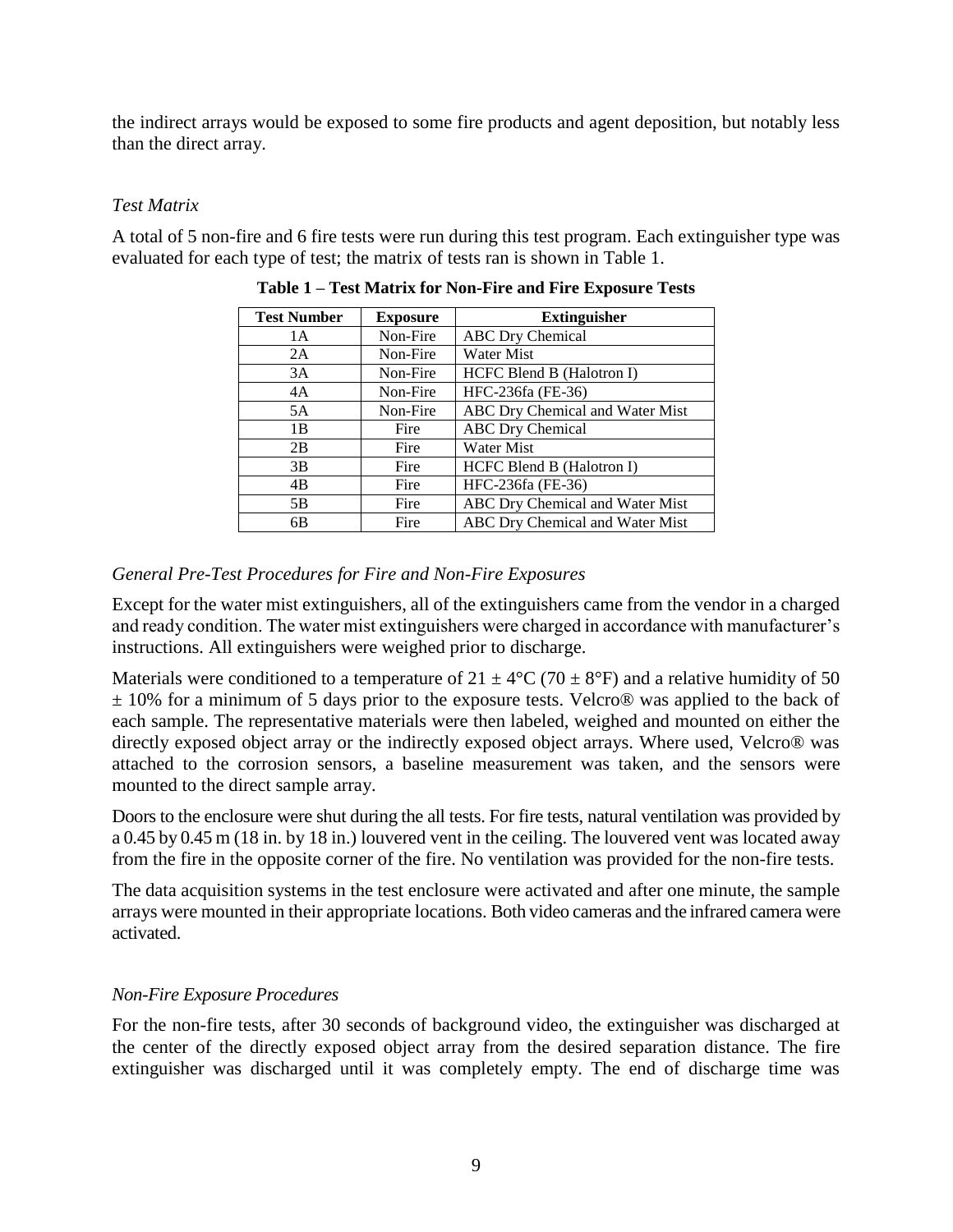the indirect arrays would be exposed to some fire products and agent deposition, but notably less than the direct array.

*Test Matrix*

A total of 5 non-fire and 6 fire tests were run during this test program. Each extinguisher type was evaluated for each type of test; the matrix of tests ran is shown in Table 1.

**Table 1 – Test Matrix for Non-Fire and Fire Exposure Tests**

| Test Number | Exposure | Extinguisher |
|---|---|---|
| 1A | Non-Fire | ABC Dry Chemical |
| 2A | Non-Fire | Water Mist |
| 3A | Non-Fire | HCFC Blend B (Halotron I) |
| 4A | Non-Fire | HFC-236fa (FE-36) |
| 5A | Non-Fire | ABC Dry Chemical and Water Mist |
| 1B | Fire | ABC Dry Chemical |
| 2B | Fire | Water Mist |
| 3B | Fire | HCFC Blend B (Halotron I) |
| 4B | Fire | HFC-236fa (FE-36) |
| 5B | Fire | ABC Dry Chemical and Water Mist |
| 6B | Fire | ABC Dry Chemical and Water Mist |

*General Pre-Test Procedures for Fire and Non-Fire Exposures*

Except for the water mist extinguishers, all of the extinguishers came from the vendor in a charged and ready condition. The water mist extinguishers were charged in accordance with manufacturer's instructions. All extinguishers were weighed prior to discharge.

Materials were conditioned to a temperature of 21 ± 4°C (70 ± 8°F) and a relative humidity of 50 ± 10% for a minimum of 5 days prior to the exposure tests. Velcro® was applied to the back of each sample. The representative materials were then labeled, weighed and mounted on either the directly exposed object array or the indirectly exposed object arrays. Where used, Velcro® was attached to the corrosion sensors, a baseline measurement was taken, and the sensors were mounted to the direct sample array.

Doors to the enclosure were shut during the all tests. For fire tests, natural ventilation was provided by a 0.45 by 0.45 m (18 in. by 18 in.) louvered vent in the ceiling. The louvered vent was located away from the fire in the opposite corner of the fire. No ventilation was provided for the non-fire tests.

The data acquisition systems in the test enclosure were activated and after one minute, the sample arrays were mounted in their appropriate locations. Both video cameras and the infrared camera were activated.

*Non-Fire Exposure Procedures*

For the non-fire tests, after 30 seconds of background video, the extinguisher was discharged at the center of the directly exposed object array from the desired separation distance. The fire extinguisher was discharged until it was completely empty. The end of discharge time was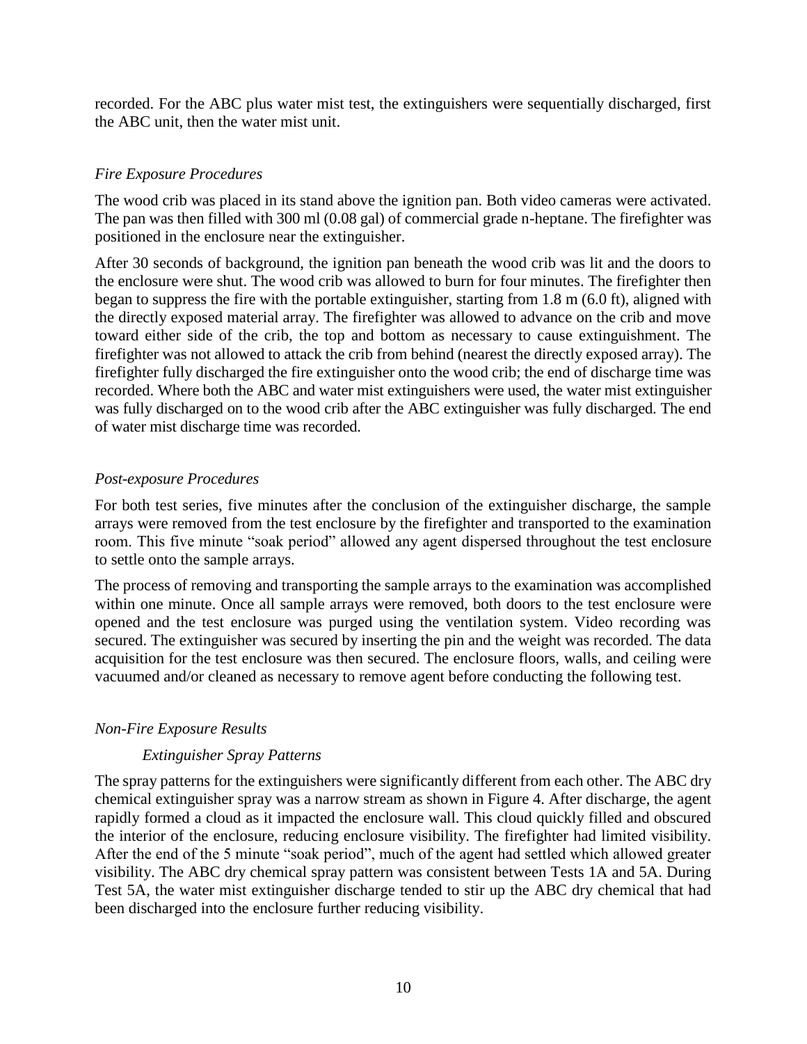recorded. For the ABC plus water mist test, the extinguishers were sequentially discharged, first the ABC unit, then the water mist unit.

*Fire Exposure Procedures*

The wood crib was placed in its stand above the ignition pan. Both video cameras were activated. The pan was then filled with 300 ml (0.08 gal) of commercial grade n-heptane. The firefighter was positioned in the enclosure near the extinguisher.

After 30 seconds of background, the ignition pan beneath the wood crib was lit and the doors to the enclosure were shut. The wood crib was allowed to burn for four minutes. The firefighter then began to suppress the fire with the portable extinguisher, starting from 1.8 m (6.0 ft), aligned with the directly exposed material array. The firefighter was allowed to advance on the crib and move toward either side of the crib, the top and bottom as necessary to cause extinguishment. The firefighter was not allowed to attack the crib from behind (nearest the directly exposed array). The firefighter fully discharged the fire extinguisher onto the wood crib; the end of discharge time was recorded. Where both the ABC and water mist extinguishers were used, the water mist extinguisher was fully discharged on to the wood crib after the ABC extinguisher was fully discharged. The end of water mist discharge time was recorded.

*Post-exposure Procedures*

For both test series, five minutes after the conclusion of the extinguisher discharge, the sample arrays were removed from the test enclosure by the firefighter and transported to the examination room. This five minute "soak period" allowed any agent dispersed throughout the test enclosure to settle onto the sample arrays.

The process of removing and transporting the sample arrays to the examination was accomplished within one minute. Once all sample arrays were removed, both doors to the test enclosure were opened and the test enclosure was purged using the ventilation system. Video recording was secured. The extinguisher was secured by inserting the pin and the weight was recorded. The data acquisition for the test enclosure was then secured. The enclosure floors, walls, and ceiling were vacuumed and/or cleaned as necessary to remove agent before conducting the following test.

*Non-Fire Exposure Results*

*Extinguisher Spray Patterns*

The spray patterns for the extinguishers were significantly different from each other. The ABC dry chemical extinguisher spray was a narrow stream as shown in Figure 4. After discharge, the agent rapidly formed a cloud as it impacted the enclosure wall. This cloud quickly filled and obscured the interior of the enclosure, reducing enclosure visibility. The firefighter had limited visibility. After the end of the 5 minute "soak period", much of the agent had settled which allowed greater visibility. The ABC dry chemical spray pattern was consistent between Tests 1A and 5A. During Test 5A, the water mist extinguisher discharge tended to stir up the ABC dry chemical that had been discharged into the enclosure further reducing visibility.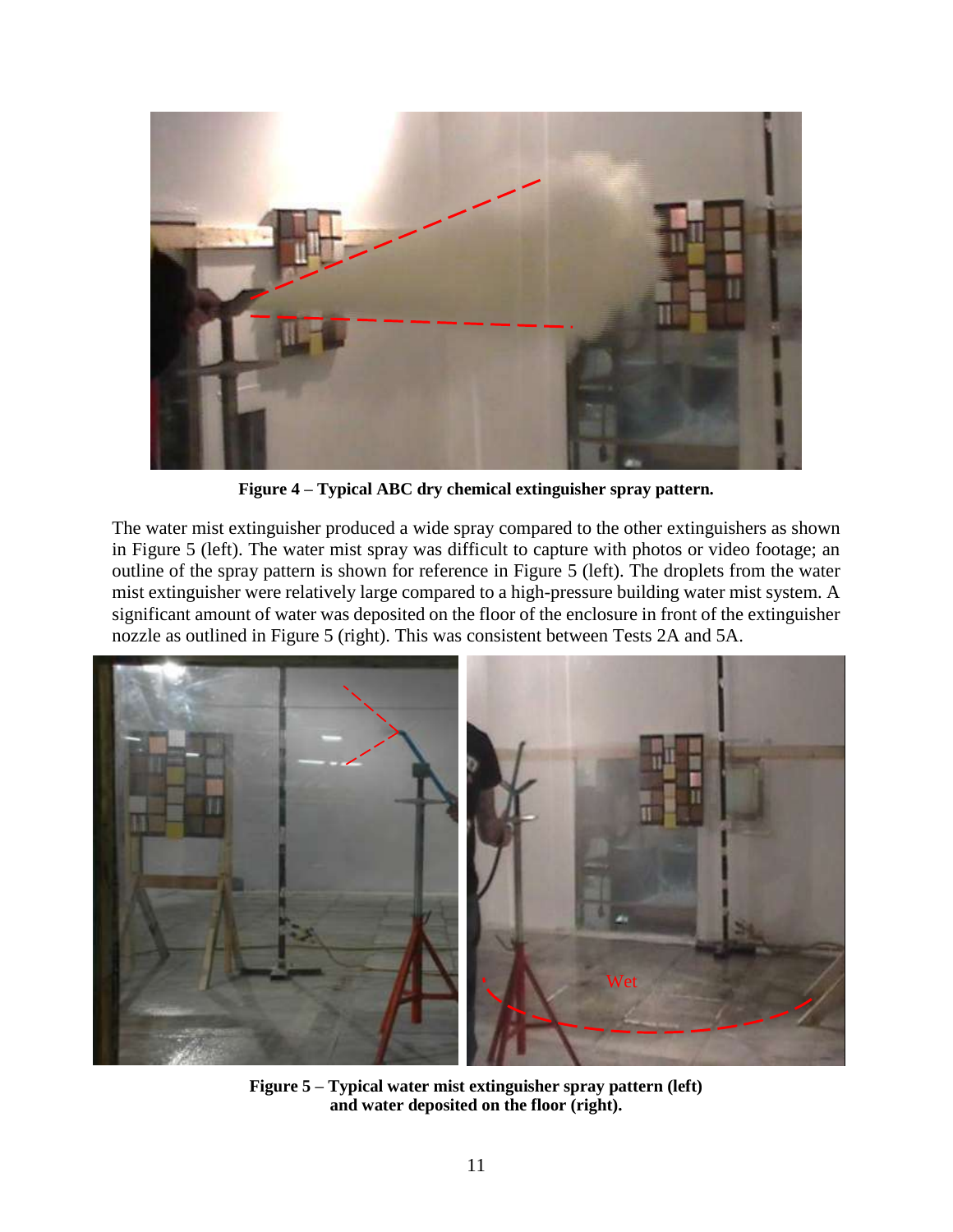**Figure 4 – Typical ABC dry chemical extinguisher spray pattern.**

The water mist extinguisher produced a wide spray compared to the other extinguishers as shown in Figure 5 (left). The water mist spray was difficult to capture with photos or video footage; an outline of the spray pattern is shown for reference in Figure 5 (left). The droplets from the water mist extinguisher were relatively large compared to a high-pressure building water mist system. A significant amount of water was deposited on the floor of the enclosure in front of the extinguisher nozzle as outlined in Figure 5 (right). This was consistent between Tests 2A and 5A.

**Figure 5 – Typical water mist extinguisher spray pattern (left) and water deposited on the floor (right).**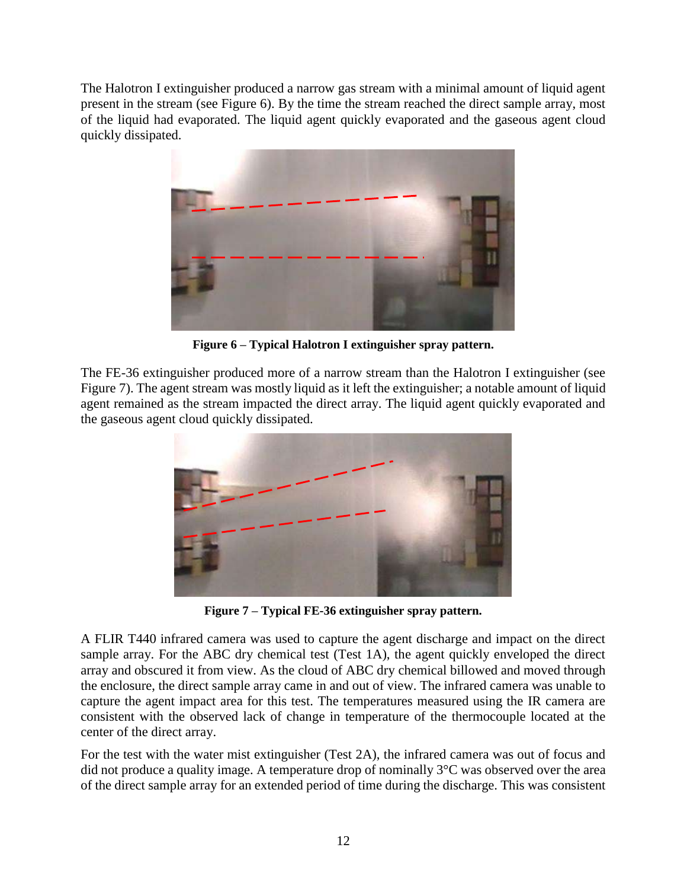The Halotron I extinguisher produced a narrow gas stream with a minimal amount of liquid agent present in the stream (see Figure 6). By the time the stream reached the direct sample array, most of the liquid had evaporated. The liquid agent quickly evaporated and the gaseous agent cloud quickly dissipated.

**Figure 6 – Typical Halotron I extinguisher spray pattern.**

The FE-36 extinguisher produced more of a narrow stream than the Halotron I extinguisher (see Figure 7). The agent stream was mostly liquid as it left the extinguisher; a notable amount of liquid agent remained as the stream impacted the direct array. The liquid agent quickly evaporated and the gaseous agent cloud quickly dissipated.

**Figure 7 – Typical FE-36 extinguisher spray pattern.**

A FLIR T440 infrared camera was used to capture the agent discharge and impact on the direct sample array. For the ABC dry chemical test (Test 1A), the agent quickly enveloped the direct array and obscured it from view. As the cloud of ABC dry chemical billowed and moved through the enclosure, the direct sample array came in and out of view. The infrared camera was unable to capture the agent impact area for this test. The temperatures measured using the IR camera are consistent with the observed lack of change in temperature of the thermocouple located at the center of the direct array.

For the test with the water mist extinguisher (Test 2A), the infrared camera was out of focus and did not produce a quality image. A temperature drop of nominally 3°C was observed over the area of the direct sample array for an extended period of time during the discharge. This was consistent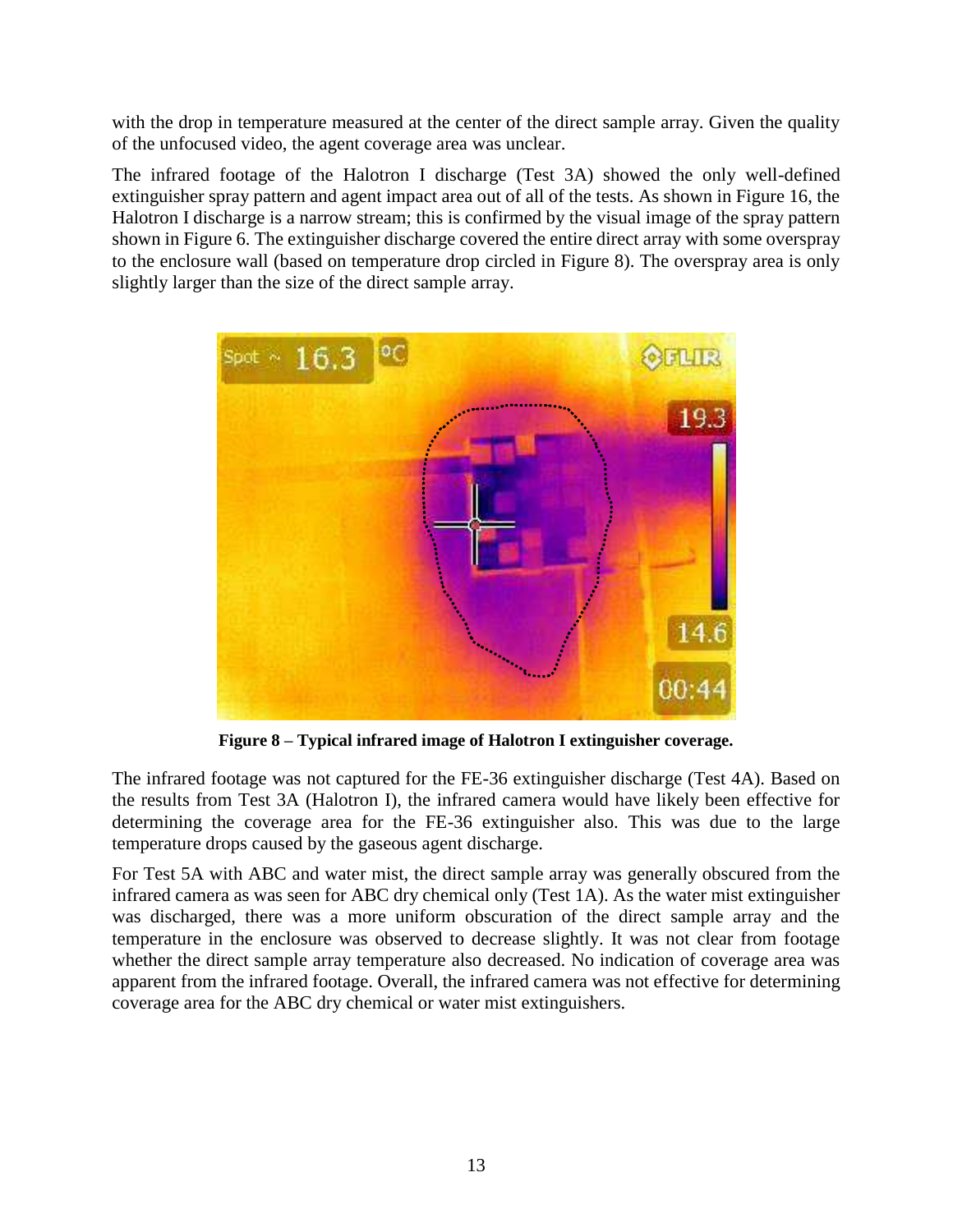with the drop in temperature measured at the center of the direct sample array. Given the quality of the unfocused video, the agent coverage area was unclear.

The infrared footage of the Halotron I discharge (Test 3A) showed the only well-defined extinguisher spray pattern and agent impact area out of all of the tests. As shown in Figure 16, the Halotron I discharge is a narrow stream; this is confirmed by the visual image of the spray pattern shown in Figure 6. The extinguisher discharge covered the entire direct array with some overspray to the enclosure wall (based on temperature drop circled in Figure 8). The overspray area is only slightly larger than the size of the direct sample array.

**Figure 8 – Typical infrared image of Halotron I extinguisher coverage.**

The infrared footage was not captured for the FE-36 extinguisher discharge (Test 4A). Based on the results from Test 3A (Halotron I), the infrared camera would have likely been effective for determining the coverage area for the FE-36 extinguisher also. This was due to the large temperature drops caused by the gaseous agent discharge.

For Test 5A with ABC and water mist, the direct sample array was generally obscured from the infrared camera as was seen for ABC dry chemical only (Test 1A). As the water mist extinguisher was discharged, there was a more uniform obscuration of the direct sample array and the temperature in the enclosure was observed to decrease slightly. It was not clear from footage whether the direct sample array temperature also decreased. No indication of coverage area was apparent from the infrared footage. Overall, the infrared camera was not effective for determining coverage area for the ABC dry chemical or water mist extinguishers.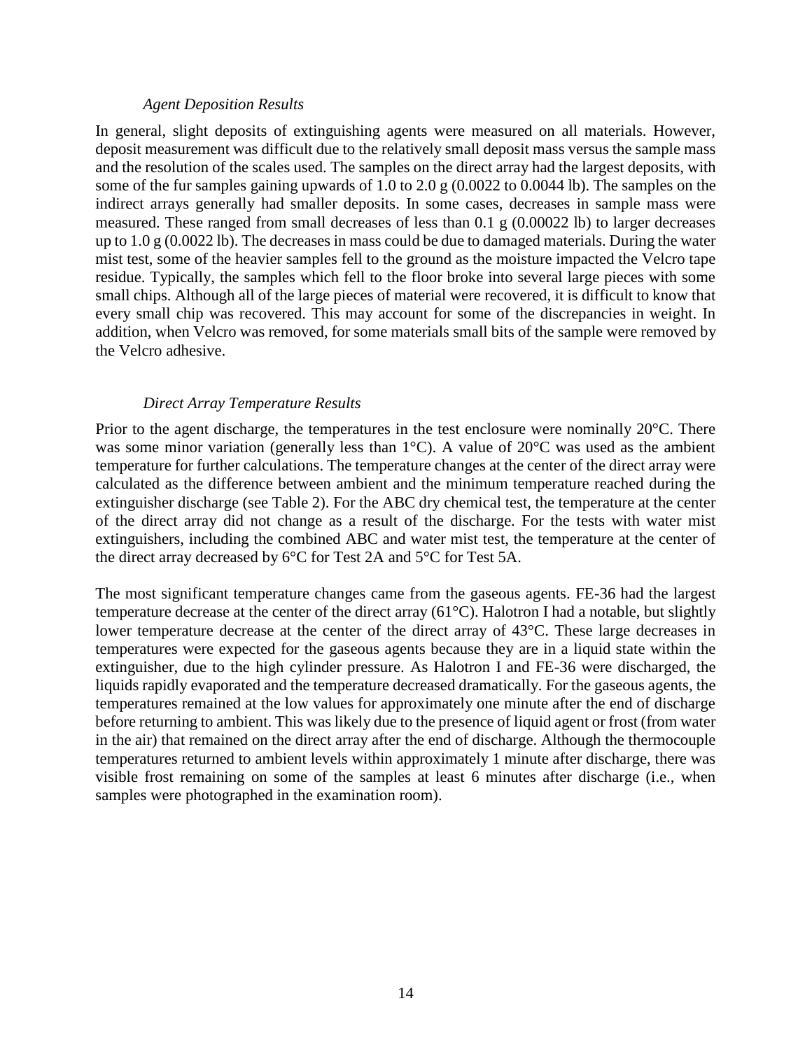*Agent Deposition Results*

In general, slight deposits of extinguishing agents were measured on all materials. However, deposit measurement was difficult due to the relatively small deposit mass versus the sample mass and the resolution of the scales used. The samples on the direct array had the largest deposits, with some of the fur samples gaining upwards of 1.0 to 2.0 g (0.0022 to 0.0044 lb). The samples on the indirect arrays generally had smaller deposits. In some cases, decreases in sample mass were measured. These ranged from small decreases of less than 0.1 g (0.00022 lb) to larger decreases up to 1.0 g (0.0022 lb). The decreases in mass could be due to damaged materials. During the water mist test, some of the heavier samples fell to the ground as the moisture impacted the Velcro tape residue. Typically, the samples which fell to the floor broke into several large pieces with some small chips. Although all of the large pieces of material were recovered, it is difficult to know that every small chip was recovered. This may account for some of the discrepancies in weight. In addition, when Velcro was removed, for some materials small bits of the sample were removed by the Velcro adhesive.

*Direct Array Temperature Results*

Prior to the agent discharge, the temperatures in the test enclosure were nominally 20°C. There was some minor variation (generally less than 1°C). A value of 20°C was used as the ambient temperature for further calculations. The temperature changes at the center of the direct array were calculated as the difference between ambient and the minimum temperature reached during the extinguisher discharge (see Table 2). For the ABC dry chemical test, the temperature at the center of the direct array did not change as a result of the discharge. For the tests with water mist extinguishers, including the combined ABC and water mist test, the temperature at the center of the direct array decreased by 6°C for Test 2A and 5°C for Test 5A.

The most significant temperature changes came from the gaseous agents. FE-36 had the largest temperature decrease at the center of the direct array (61°C). Halotron I had a notable, but slightly lower temperature decrease at the center of the direct array of 43°C. These large decreases in temperatures were expected for the gaseous agents because they are in a liquid state within the extinguisher, due to the high cylinder pressure. As Halotron I and FE-36 were discharged, the liquids rapidly evaporated and the temperature decreased dramatically. For the gaseous agents, the temperatures remained at the low values for approximately one minute after the end of discharge before returning to ambient. This was likely due to the presence of liquid agent or frost (from water in the air) that remained on the direct array after the end of discharge. Although the thermocouple temperatures returned to ambient levels within approximately 1 minute after discharge, there was visible frost remaining on some of the samples at least 6 minutes after discharge (i.e., when samples were photographed in the examination room).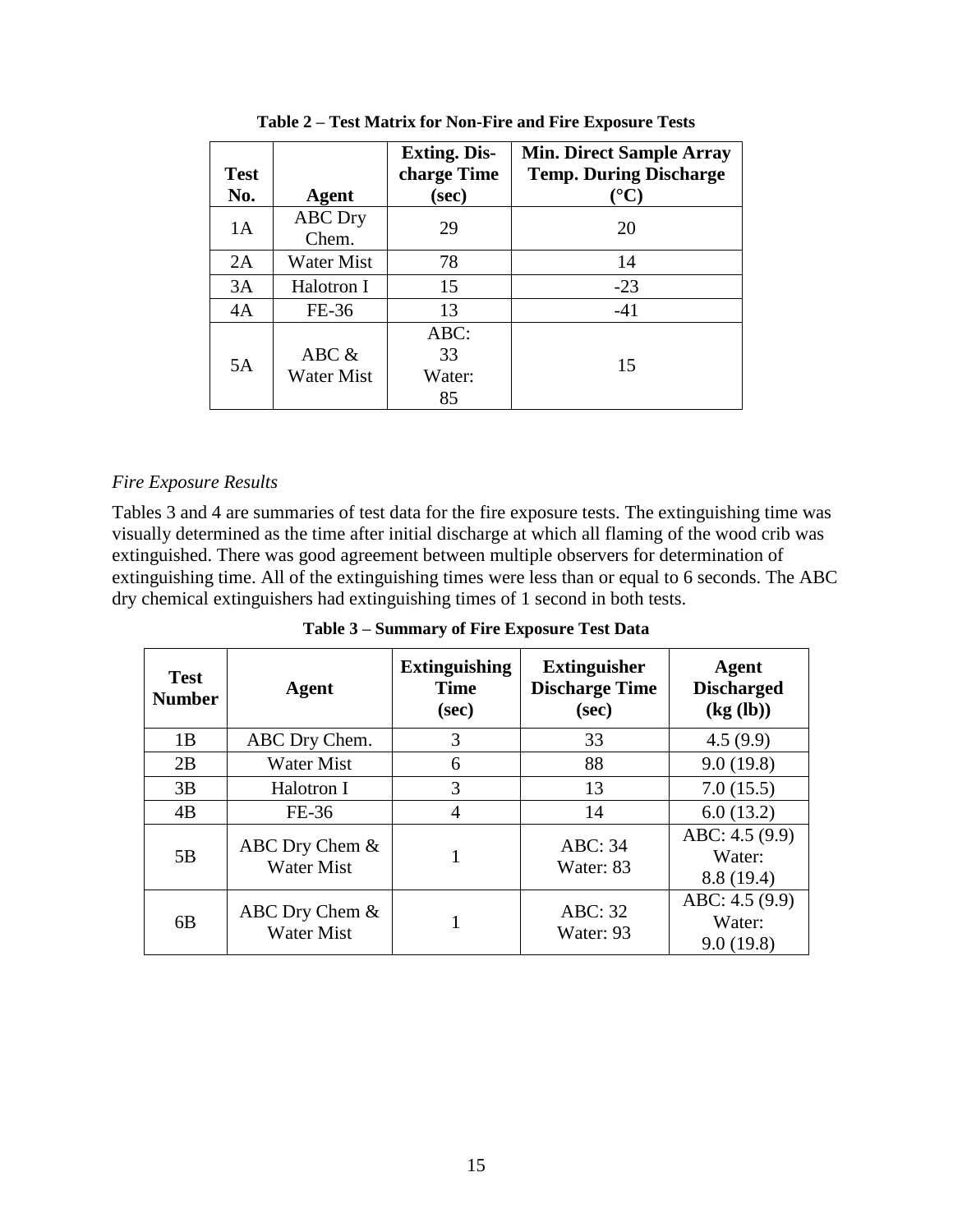**Table 2 – Test Matrix for Non-Fire and Fire Exposure Tests**

| Test No. | Agent | Exting. Discharge Time (sec) | Min. Direct Sample Array Temp. During Discharge (°C) |
|---|---|---|---|
| 1A | ABC Dry Chem. | 29 | 20 |
| 2A | Water Mist | 78 | 14 |
| 3A | Halotron I | 15 | -23 |
| 4A | FE-36 | 13 | -41 |
| 5A | ABC & Water Mist | ABC: 33 Water: 85 | 15 |

*Fire Exposure Results*

Tables 3 and 4 are summaries of test data for the fire exposure tests. The extinguishing time was visually determined as the time after initial discharge at which all flaming of the wood crib was extinguished. There was good agreement between multiple observers for determination of extinguishing time. All of the extinguishing times were less than or equal to 6 seconds. The ABC dry chemical extinguishers had extinguishing times of 1 second in both tests.

**Table 3 – Summary of Fire Exposure Test Data**

| Test Number | Agent | Extinguishing Time (sec) | Extinguisher Discharge Time (sec) | Agent Discharged (kg (lb)) |
|---|---|---|---|---|
| 1B | ABC Dry Chem. | 3 | 33 | 4.5 (9.9) |
| 2B | Water Mist | 6 | 88 | 9.0 (19.8) |
| 3B | Halotron I | 3 | 13 | 7.0 (15.5) |
| 4B | FE-36 | 4 | 14 | 6.0 (13.2) |
| 5B | ABC Dry Chem & Water Mist | 1 | ABC: 34 Water: 83 | ABC: 4.5 (9.9) Water: 8.8 (19.4) |
| 6B | ABC Dry Chem & Water Mist | 1 | ABC: 32 Water: 93 | ABC: 4.5 (9.9) Water: 9.0 (19.8) |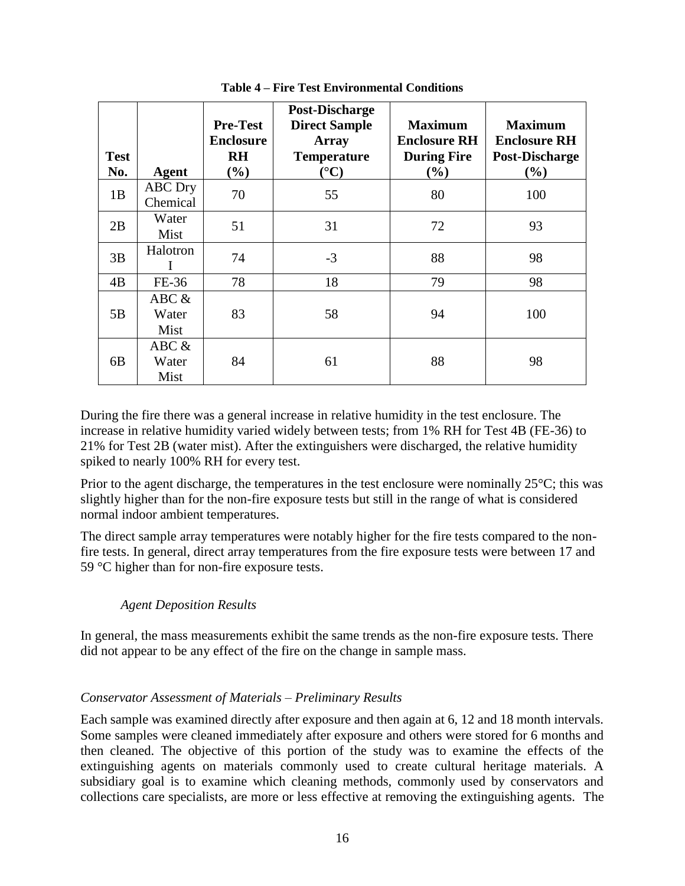**Table 4 – Fire Test Environmental Conditions**

| Test No. | Agent | Pre-Test Enclosure RH (%) | Post-Discharge Direct Sample Array Temperature (°C) | Maximum Enclosure RH During Fire (%) | Maximum Enclosure RH Post-Discharge (%) |
|---|---|---|---|---|---|
| 1B | ABC Dry Chemical | 70 | 55 | 80 | 100 |
| 2B | Water Mist | 51 | 31 | 72 | 93 |
| 3B | Halotron I | 74 | -3 | 88 | 98 |
| 4B | FE-36 | 78 | 18 | 79 | 98 |
| 5B | ABC & Water Mist | 83 | 58 | 94 | 100 |
| 6B | ABC & Water Mist | 84 | 61 | 88 | 98 |

During the fire there was a general increase in relative humidity in the test enclosure. The increase in relative humidity varied widely between tests; from 1% RH for Test 4B (FE-36) to 21% for Test 2B (water mist). After the extinguishers were discharged, the relative humidity spiked to nearly 100% RH for every test.

Prior to the agent discharge, the temperatures in the test enclosure were nominally 25°C; this was slightly higher than for the non-fire exposure tests but still in the range of what is considered normal indoor ambient temperatures.

The direct sample array temperatures were notably higher for the fire tests compared to the non-fire tests. In general, direct array temperatures from the fire exposure tests were between 17 and 59 °C higher than for non-fire exposure tests.

*Agent Deposition Results*

In general, the mass measurements exhibit the same trends as the non-fire exposure tests. There did not appear to be any effect of the fire on the change in sample mass.

*Conservator Assessment of Materials – Preliminary Results*

Each sample was examined directly after exposure and then again at 6, 12 and 18 month intervals. Some samples were cleaned immediately after exposure and others were stored for 6 months and then cleaned. The objective of this portion of the study was to examine the effects of the extinguishing agents on materials commonly used to create cultural heritage materials. A subsidiary goal is to examine which cleaning methods, commonly used by conservators and collections care specialists, are more or less effective at removing the extinguishing agents. The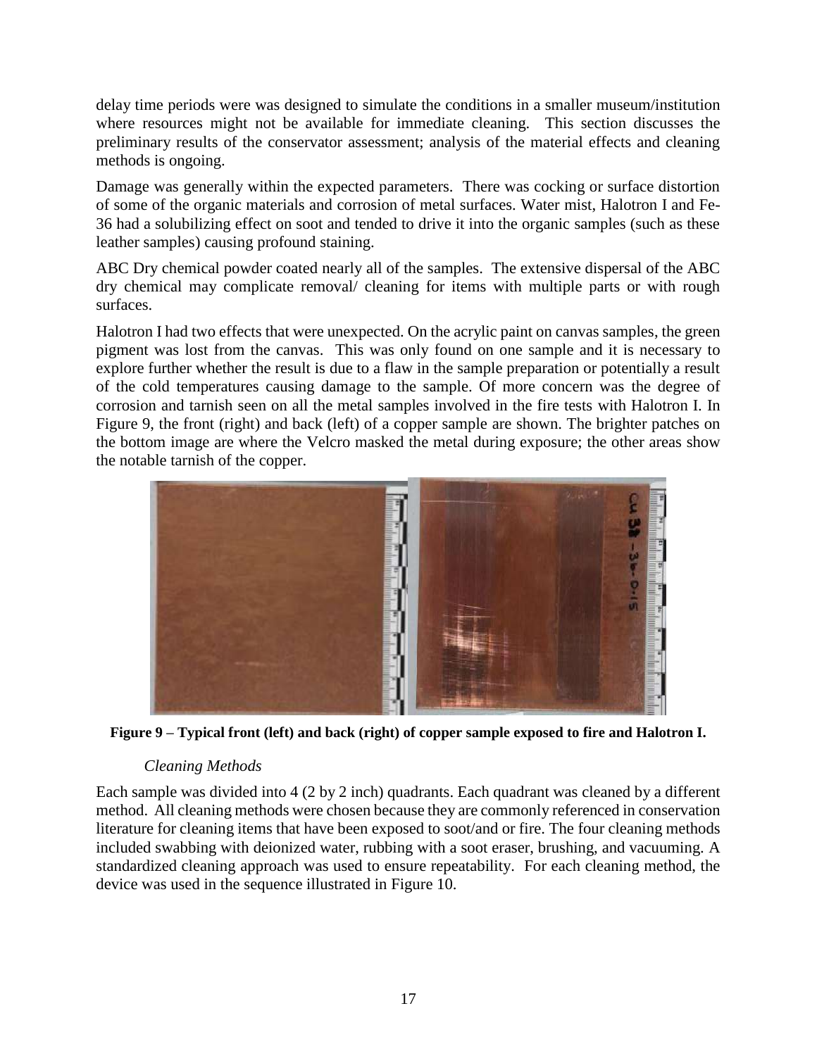delay time periods were was designed to simulate the conditions in a smaller museum/institution where resources might not be available for immediate cleaning. This section discusses the preliminary results of the conservator assessment; analysis of the material effects and cleaning methods is ongoing.

Damage was generally within the expected parameters. There was cocking or surface distortion of some of the organic materials and corrosion of metal surfaces. Water mist, Halotron I and Fe-36 had a solubilizing effect on soot and tended to drive it into the organic samples (such as these leather samples) causing profound staining.

ABC Dry chemical powder coated nearly all of the samples. The extensive dispersal of the ABC dry chemical may complicate removal/ cleaning for items with multiple parts or with rough surfaces.

Halotron I had two effects that were unexpected. On the acrylic paint on canvas samples, the green pigment was lost from the canvas. This was only found on one sample and it is necessary to explore further whether the result is due to a flaw in the sample preparation or potentially a result of the cold temperatures causing damage to the sample. Of more concern was the degree of corrosion and tarnish seen on all the metal samples involved in the fire tests with Halotron I. In Figure 9, the front (right) and back (left) of a copper sample are shown. The brighter patches on the bottom image are where the Velcro masked the metal during exposure; the other areas show the notable tarnish of the copper.

**Figure 9 – Typical front (left) and back (right) of copper sample exposed to fire and Halotron I.**

*Cleaning Methods*

Each sample was divided into 4 (2 by 2 inch) quadrants. Each quadrant was cleaned by a different method. All cleaning methods were chosen because they are commonly referenced in conservation literature for cleaning items that have been exposed to soot/and or fire. The four cleaning methods included swabbing with deionized water, rubbing with a soot eraser, brushing, and vacuuming. A standardized cleaning approach was used to ensure repeatability. For each cleaning method, the device was used in the sequence illustrated in Figure 10.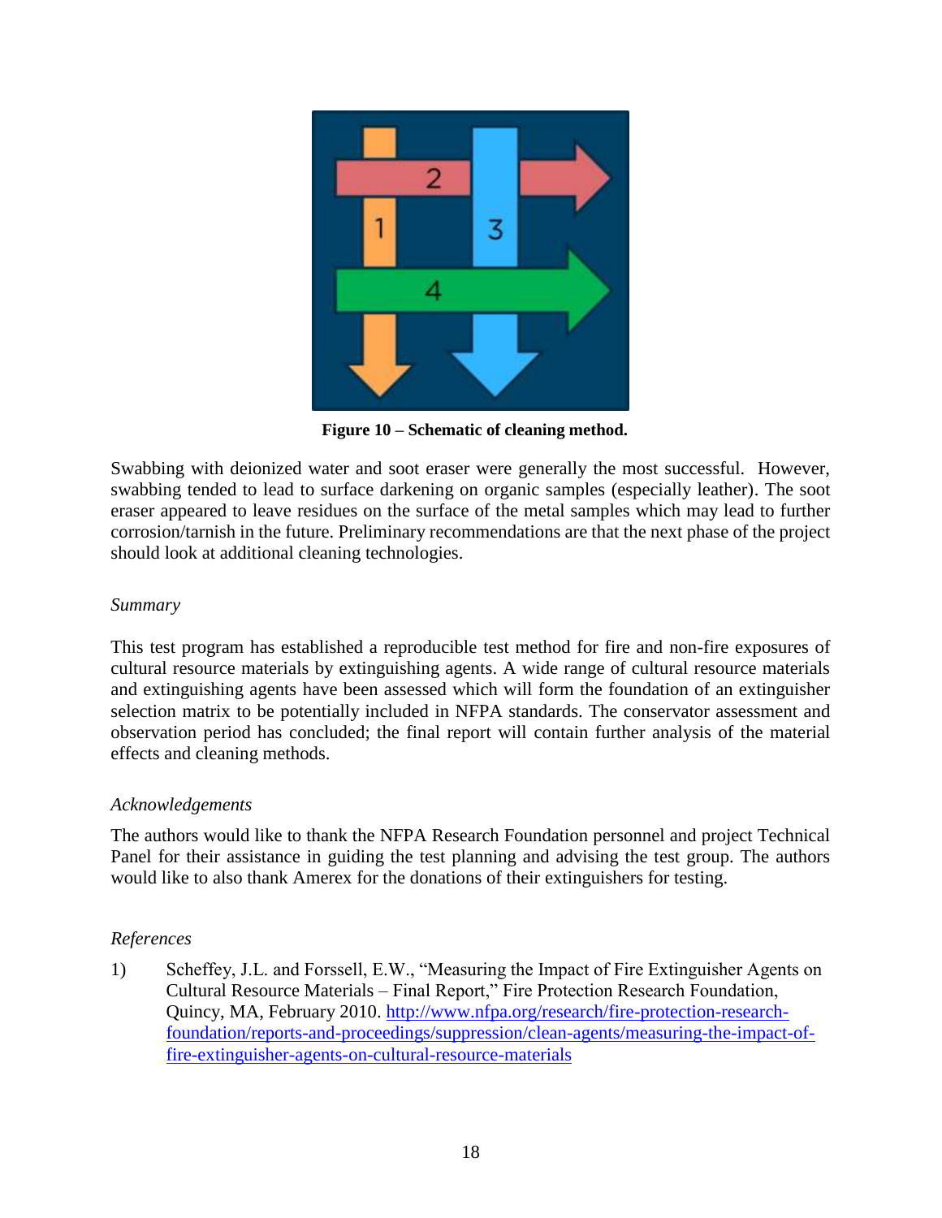Figure 10 – Schematic of cleaning method.

Swabbing with deionized water and soot eraser were generally the most successful. However, swabbing tended to lead to surface darkening on organic samples (especially leather). The soot eraser appeared to leave residues on the surface of the metal samples which may lead to further corrosion/tarnish in the future. Preliminary recommendations are that the next phase of the project should look at additional cleaning technologies.

*Summary*

This test program has established a reproducible test method for fire and non-fire exposures of cultural resource materials by extinguishing agents. A wide range of cultural resource materials and extinguishing agents have been assessed which will form the foundation of an extinguisher selection matrix to be potentially included in NFPA standards. The conservator assessment and observation period has concluded; the final report will contain further analysis of the material effects and cleaning methods.

*Acknowledgements*

The authors would like to thank the NFPA Research Foundation personnel and project Technical Panel for their assistance in guiding the test planning and advising the test group. The authors would like to also thank Amerex for the donations of their extinguishers for testing.

*References*

1) Scheffey, J.L. and Forssell, E.W., "Measuring the Impact of Fire Extinguisher Agents on Cultural Resource Materials – Final Report," Fire Protection Research Foundation, Quincy, MA, February 2010. http://www.nfpa.org/research/fire-protection-research-foundation/reports-and-proceedings/suppression/clean-agents/measuring-the-impact-of-fire-extinguisher-agents-on-cultural-resource-materials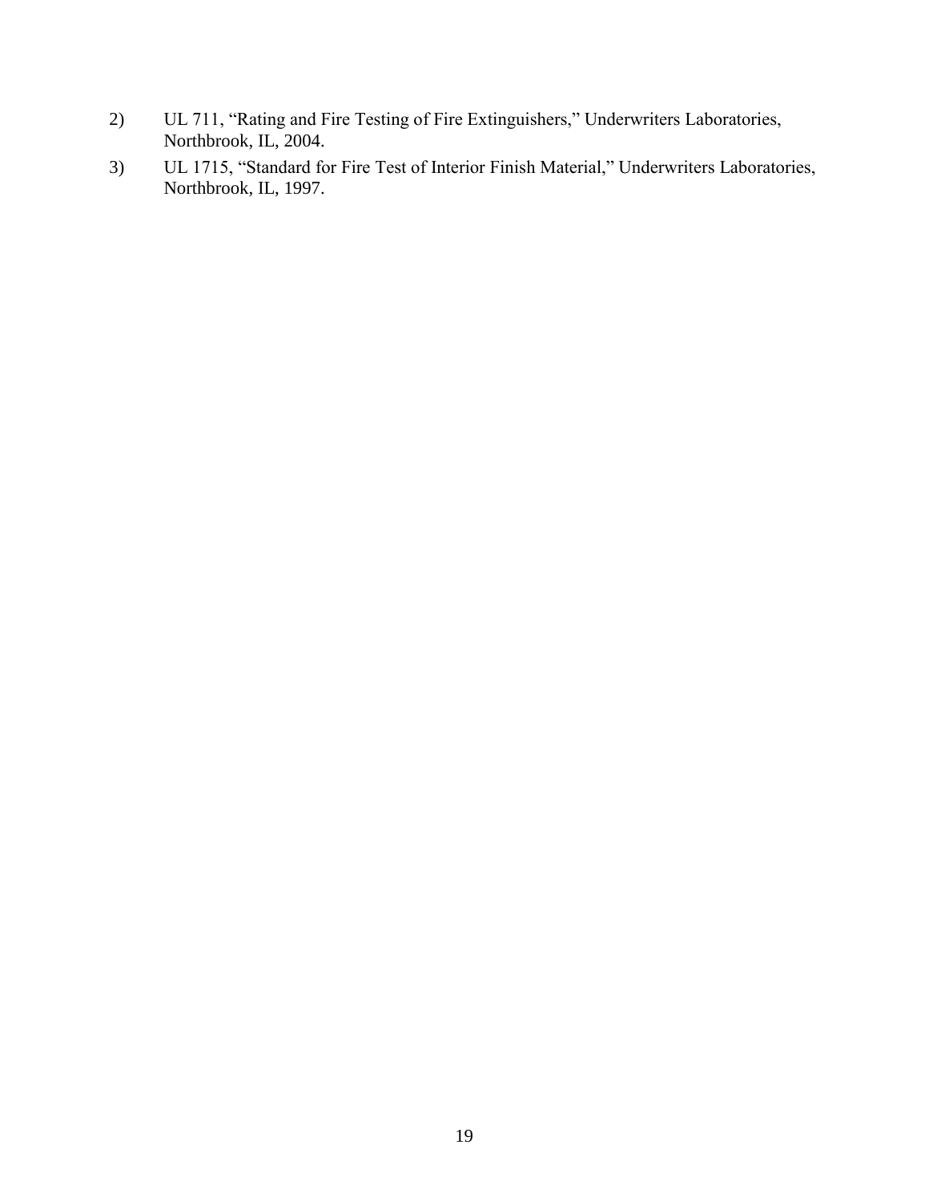2) UL 711, “Rating and Fire Testing of Fire Extinguishers,” Underwriters Laboratories, Northbrook, IL, 2004.

3) UL 1715, “Standard for Fire Test of Interior Finish Material,” Underwriters Laboratories, Northbrook, IL, 1997.